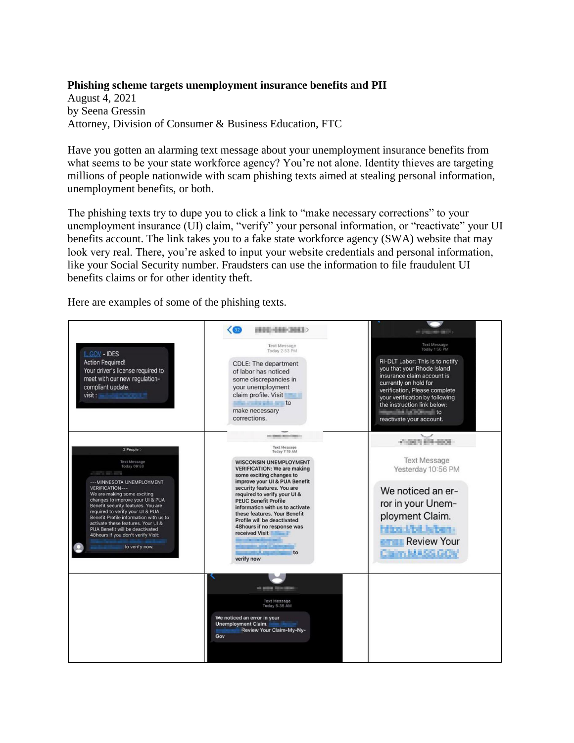**Phishing scheme targets unemployment insurance benefits and PII**
August 4, 2021
by Seena Gressin
Attorney, Division of Consumer & Business Education, FTC

Have you gotten an alarming text message about your unemployment insurance benefits from what seems to be your state workforce agency? You're not alone. Identity thieves are targeting millions of people nationwide with scam phishing texts aimed at stealing personal information, unemployment benefits, or both.

The phishing texts try to dupe you to click a link to "make necessary corrections" to your unemployment insurance (UI) claim, "verify" your personal information, or "reactivate" your UI benefits account. The link takes you to a fake state workforce agency (SWA) website that may look very real. There, you're asked to input your website credentials and personal information, like your Social Security number. Fraudsters can use the information to file fraudulent UI benefits claims or for other identity theft.

Here are examples of some of the phishing texts.

| | | |
|---|---|---|
| IL.GOV - IDES Action Required! Your driver's license required to meet with our new regulation-compliant update. visit : | CDLE: The department of labor has noticed some discrepancies in your unemployment claim profile. Visit to make necessary corrections. | RI-DLT Labor: This is to notify you that your Rhode Island insurance claim account is currently on hold for verification, Please complete your verification by following the instruction link below: to reactivate your account. |
| ---MINNESOTA UNEMPLOYMENT VERIFICATION--- We are making some exciting changes to improve your UI & PUA Benefit security features. You are required to verify your UI & PUA Benefit Profile information with us to activate these features. Your UI & PUA Benefit will be deactivated 48hours if you don't verify Visit: to verify now. | WISCONSIN UNEMPLOYMENT VERIFICATION: We are making some exciting changes to improve your UI & PUA Benefit security features. You are required to verify your UI & PEUC Benefit Profile information with us to activate these features. Your Benefit Profile will be deactivated 48hours if no response was received Visit: to verify now | We noticed an error in your Unemployment Claim. Review Your Claim.MASS.GOV |
| | We noticed an error in your Unemployment Claim. Review Your Claim-My-Ny-Gov | |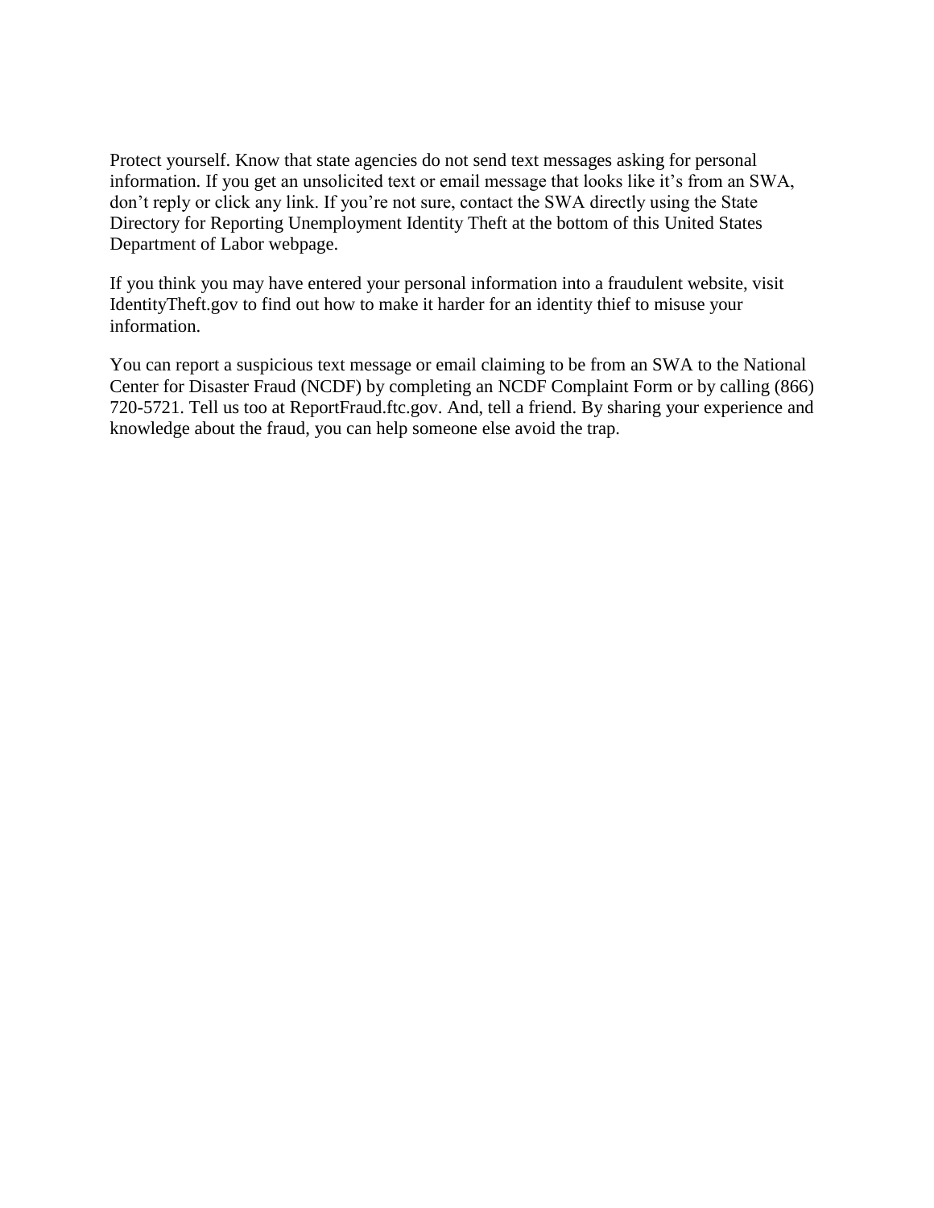Protect yourself. Know that state agencies do not send text messages asking for personal information. If you get an unsolicited text or email message that looks like it's from an SWA, don't reply or click any link. If you're not sure, contact the SWA directly using the State Directory for Reporting Unemployment Identity Theft at the bottom of this United States Department of Labor webpage.

If you think you may have entered your personal information into a fraudulent website, visit IdentityTheft.gov to find out how to make it harder for an identity thief to misuse your information.

You can report a suspicious text message or email claiming to be from an SWA to the National Center for Disaster Fraud (NCDF) by completing an NCDF Complaint Form or by calling (866) 720-5721. Tell us too at ReportFraud.ftc.gov. And, tell a friend. By sharing your experience and knowledge about the fraud, you can help someone else avoid the trap.